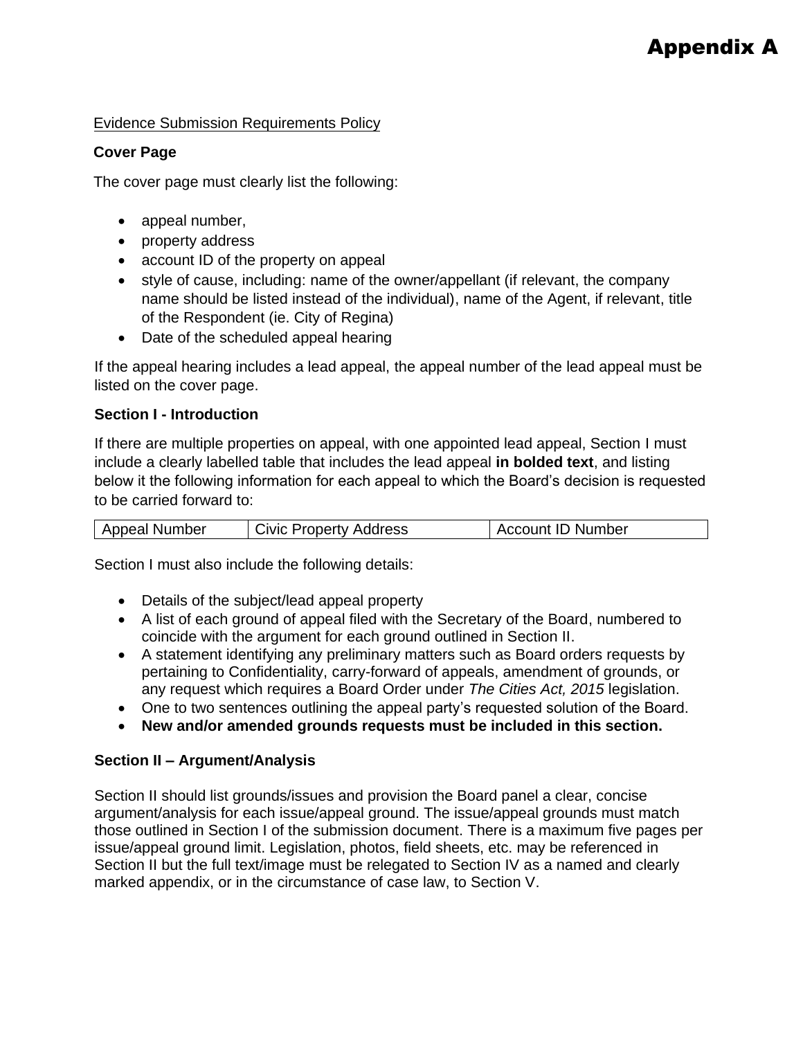# Appendix A

Evidence Submission Requirements Policy

**Cover Page**

The cover page must clearly list the following:

- appeal number,
- property address
- account ID of the property on appeal
- style of cause, including: name of the owner/appellant (if relevant, the company name should be listed instead of the individual), name of the Agent, if relevant, title of the Respondent (ie. City of Regina)
- Date of the scheduled appeal hearing

If the appeal hearing includes a lead appeal, the appeal number of the lead appeal must be listed on the cover page.

**Section I - Introduction**

If there are multiple properties on appeal, with one appointed lead appeal, Section I must include a clearly labelled table that includes the lead appeal **in bolded text**, and listing below it the following information for each appeal to which the Board's decision is requested to be carried forward to:

| Appeal Number | Civic Property Address | Account ID Number |
|---|---|---|

Section I must also include the following details:

- Details of the subject/lead appeal property
- A list of each ground of appeal filed with the Secretary of the Board, numbered to coincide with the argument for each ground outlined in Section II.
- A statement identifying any preliminary matters such as Board orders requests by pertaining to Confidentiality, carry-forward of appeals, amendment of grounds, or any request which requires a Board Order under *The Cities Act, 2015* legislation.
- One to two sentences outlining the appeal party's requested solution of the Board.
- **New and/or amended grounds requests must be included in this section.**

**Section II – Argument/Analysis**

Section II should list grounds/issues and provision the Board panel a clear, concise argument/analysis for each issue/appeal ground. The issue/appeal grounds must match those outlined in Section I of the submission document. There is a maximum five pages per issue/appeal ground limit. Legislation, photos, field sheets, etc. may be referenced in Section II but the full text/image must be relegated to Section IV as a named and clearly marked appendix, or in the circumstance of case law, to Section V.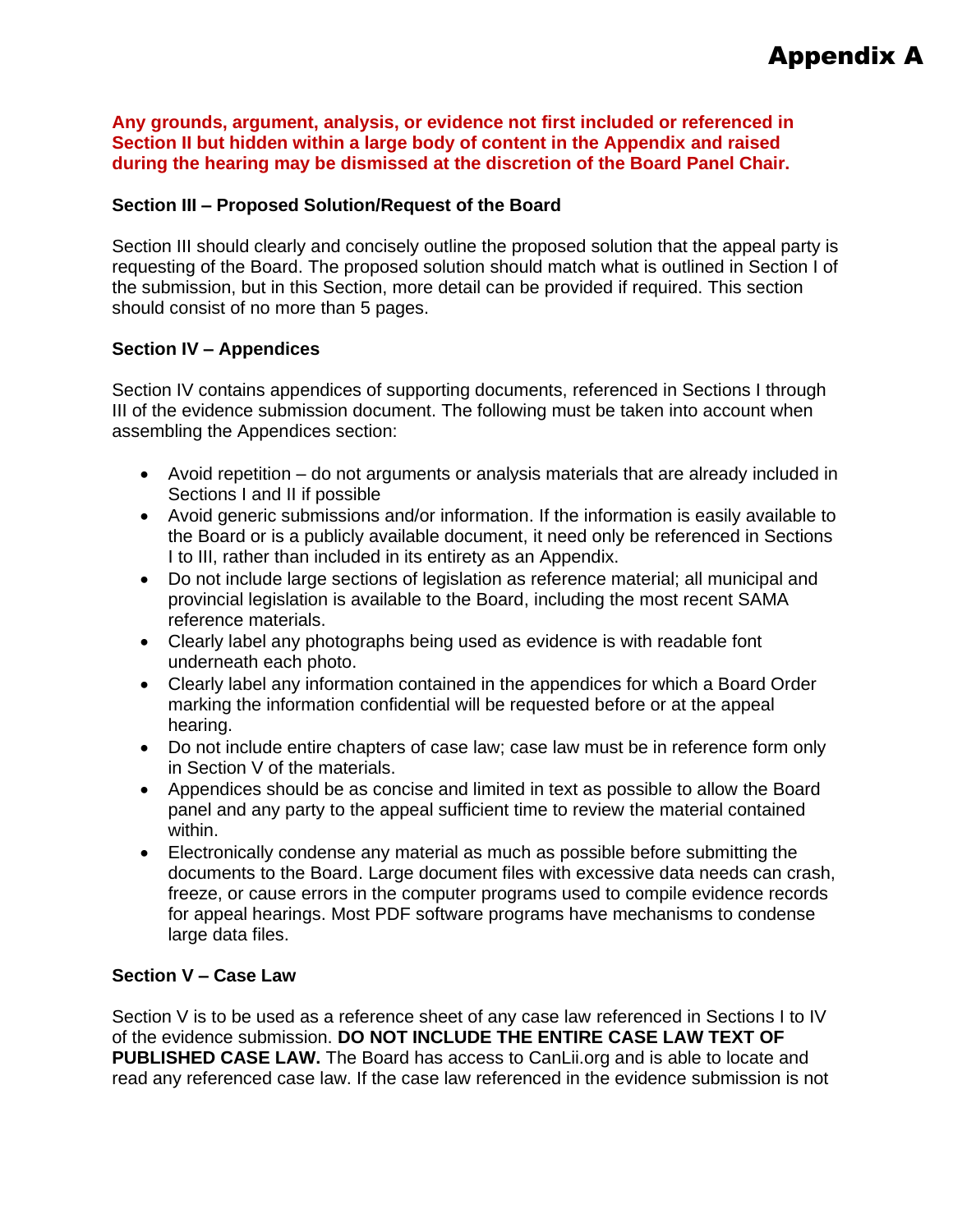# Appendix A

**Any grounds, argument, analysis, or evidence not first included or referenced in Section II but hidden within a large body of content in the Appendix and raised during the hearing may be dismissed at the discretion of the Board Panel Chair.**

**Section III – Proposed Solution/Request of the Board**

Section III should clearly and concisely outline the proposed solution that the appeal party is requesting of the Board. The proposed solution should match what is outlined in Section I of the submission, but in this Section, more detail can be provided if required. This section should consist of no more than 5 pages.

**Section IV – Appendices**

Section IV contains appendices of supporting documents, referenced in Sections I through III of the evidence submission document. The following must be taken into account when assembling the Appendices section:

- Avoid repetition – do not arguments or analysis materials that are already included in Sections I and II if possible
- Avoid generic submissions and/or information. If the information is easily available to the Board or is a publicly available document, it need only be referenced in Sections I to III, rather than included in its entirety as an Appendix.
- Do not include large sections of legislation as reference material; all municipal and provincial legislation is available to the Board, including the most recent SAMA reference materials.
- Clearly label any photographs being used as evidence is with readable font underneath each photo.
- Clearly label any information contained in the appendices for which a Board Order marking the information confidential will be requested before or at the appeal hearing.
- Do not include entire chapters of case law; case law must be in reference form only in Section V of the materials.
- Appendices should be as concise and limited in text as possible to allow the Board panel and any party to the appeal sufficient time to review the material contained within.
- Electronically condense any material as much as possible before submitting the documents to the Board. Large document files with excessive data needs can crash, freeze, or cause errors in the computer programs used to compile evidence records for appeal hearings. Most PDF software programs have mechanisms to condense large data files.

**Section V – Case Law**

Section V is to be used as a reference sheet of any case law referenced in Sections I to IV of the evidence submission. **DO NOT INCLUDE THE ENTIRE CASE LAW TEXT OF PUBLISHED CASE LAW.** The Board has access to CanLii.org and is able to locate and read any referenced case law. If the case law referenced in the evidence submission is not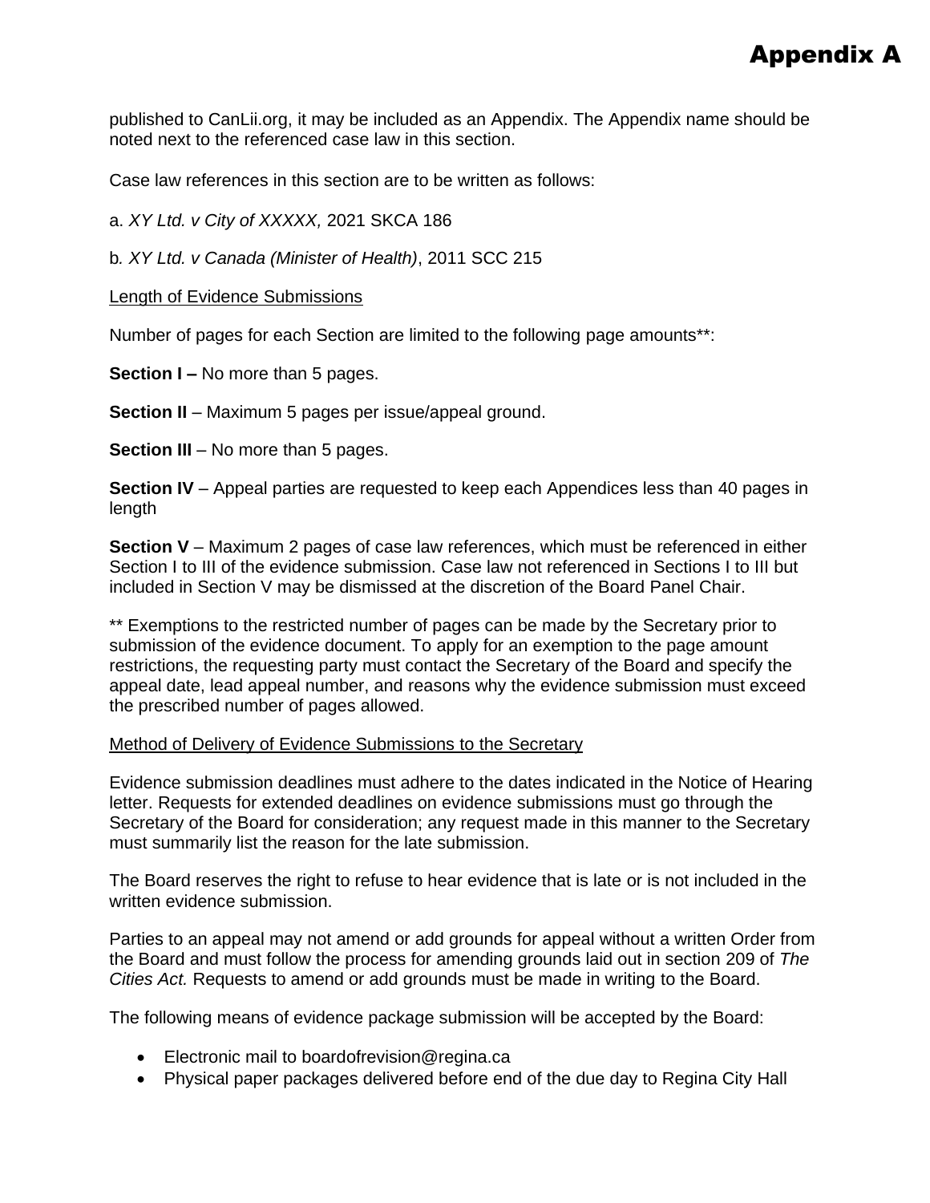published to CanLii.org, it may be included as an Appendix. The Appendix name should be noted next to the referenced case law in this section.

Case law references in this section are to be written as follows:

a. *XY Ltd. v City of XXXXX,* 2021 SKCA 186

b*. XY Ltd. v Canada (Minister of Health)*, 2011 SCC 215

<u>Length of Evidence Submissions</u>

Number of pages for each Section are limited to the following page amounts**:

**Section I –** No more than 5 pages.

**Section II** – Maximum 5 pages per issue/appeal ground.

**Section III** – No more than 5 pages.

**Section IV** – Appeal parties are requested to keep each Appendices less than 40 pages in length

**Section V** – Maximum 2 pages of case law references, which must be referenced in either Section I to III of the evidence submission. Case law not referenced in Sections I to III but included in Section V may be dismissed at the discretion of the Board Panel Chair.

** Exemptions to the restricted number of pages can be made by the Secretary prior to submission of the evidence document. To apply for an exemption to the page amount restrictions, the requesting party must contact the Secretary of the Board and specify the appeal date, lead appeal number, and reasons why the evidence submission must exceed the prescribed number of pages allowed.

<u>Method of Delivery of Evidence Submissions to the Secretary</u>

Evidence submission deadlines must adhere to the dates indicated in the Notice of Hearing letter. Requests for extended deadlines on evidence submissions must go through the Secretary of the Board for consideration; any request made in this manner to the Secretary must summarily list the reason for the late submission.

The Board reserves the right to refuse to hear evidence that is late or is not included in the written evidence submission.

Parties to an appeal may not amend or add grounds for appeal without a written Order from the Board and must follow the process for amending grounds laid out in section 209 of *The Cities Act.* Requests to amend or add grounds must be made in writing to the Board.

The following means of evidence package submission will be accepted by the Board:

- Electronic mail to boardofrevision@regina.ca
- Physical paper packages delivered before end of the due day to Regina City Hall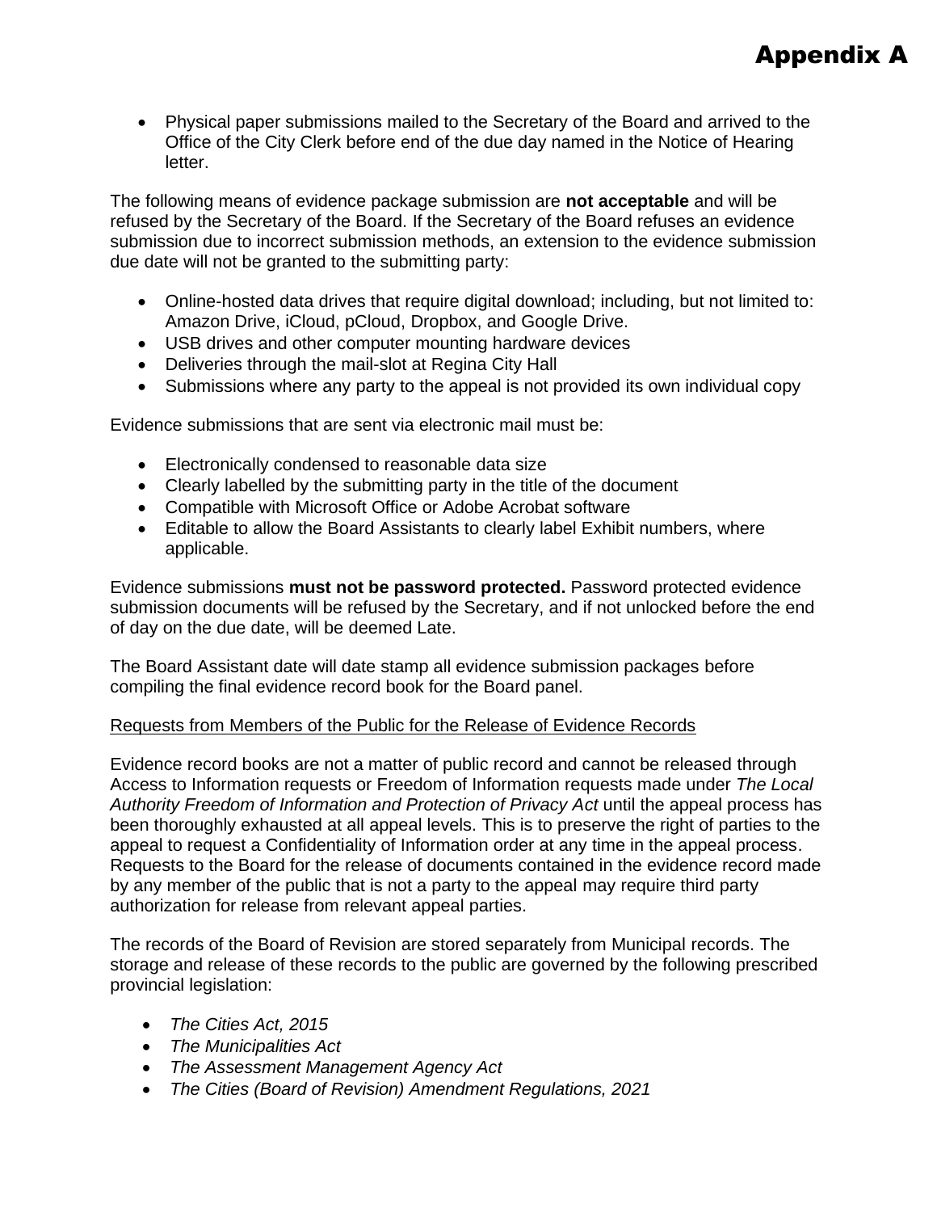- Physical paper submissions mailed to the Secretary of the Board and arrived to the Office of the City Clerk before end of the due day named in the Notice of Hearing letter.

The following means of evidence package submission are **not acceptable** and will be refused by the Secretary of the Board. If the Secretary of the Board refuses an evidence submission due to incorrect submission methods, an extension to the evidence submission due date will not be granted to the submitting party:

- Online-hosted data drives that require digital download; including, but not limited to: Amazon Drive, iCloud, pCloud, Dropbox, and Google Drive.
- USB drives and other computer mounting hardware devices
- Deliveries through the mail-slot at Regina City Hall
- Submissions where any party to the appeal is not provided its own individual copy

Evidence submissions that are sent via electronic mail must be:

- Electronically condensed to reasonable data size
- Clearly labelled by the submitting party in the title of the document
- Compatible with Microsoft Office or Adobe Acrobat software
- Editable to allow the Board Assistants to clearly label Exhibit numbers, where applicable.

Evidence submissions **must not be password protected.** Password protected evidence submission documents will be refused by the Secretary, and if not unlocked before the end of day on the due date, will be deemed Late.

The Board Assistant date will date stamp all evidence submission packages before compiling the final evidence record book for the Board panel.

<u>Requests from Members of the Public for the Release of Evidence Records</u>

Evidence record books are not a matter of public record and cannot be released through Access to Information requests or Freedom of Information requests made under *The Local Authority Freedom of Information and Protection of Privacy Act* until the appeal process has been thoroughly exhausted at all appeal levels. This is to preserve the right of parties to the appeal to request a Confidentiality of Information order at any time in the appeal process. Requests to the Board for the release of documents contained in the evidence record made by any member of the public that is not a party to the appeal may require third party authorization for release from relevant appeal parties.

The records of the Board of Revision are stored separately from Municipal records. The storage and release of these records to the public are governed by the following prescribed provincial legislation:

- *The Cities Act, 2015*
- *The Municipalities Act*
- *The Assessment Management Agency Act*
- *The Cities (Board of Revision) Amendment Regulations, 2021*